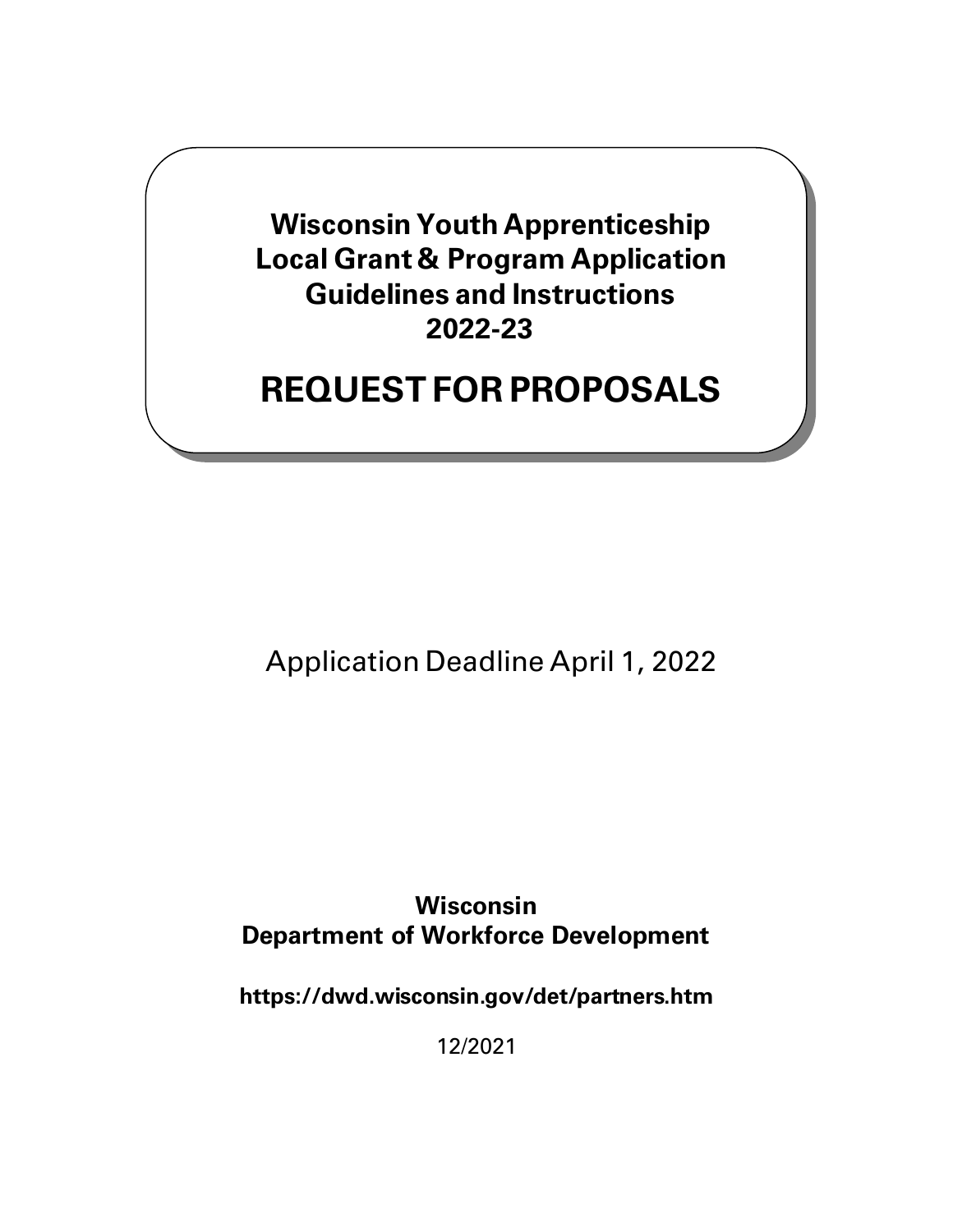# Wisconsin Youth Apprenticeship Local Grant & Program Application Guidelines and Instructions 2022-23

# REQUEST FOR PROPOSALS

Application Deadline April 1, 2022

**Wisconsin Department of Workforce Development**

**https://dwd.wisconsin.gov/det/partners.htm**

12/2021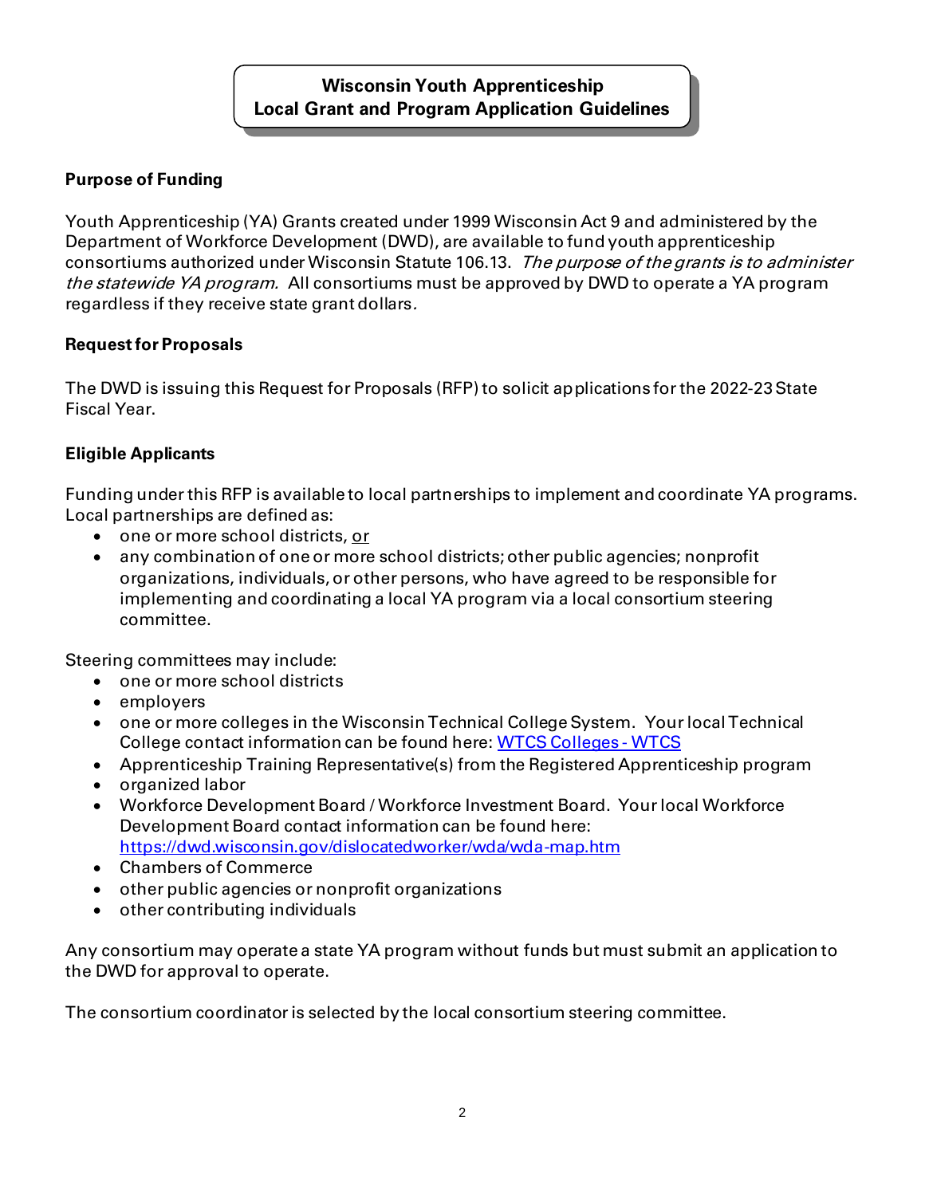# Wisconsin Youth Apprenticeship
# Local Grant and Program Application Guidelines

**Purpose of Funding**

Youth Apprenticeship (YA) Grants created under 1999 Wisconsin Act 9 and administered by the Department of Workforce Development (DWD), are available to fund youth apprenticeship consortiums authorized under Wisconsin Statute 106.13. *The purpose of the grants is to administer the statewide YA program.* All consortiums must be approved by DWD to operate a YA program regardless if they receive state grant dollars.

**Request for Proposals**

The DWD is issuing this Request for Proposals (RFP) to solicit applications for the 2022-23 State Fiscal Year.

**Eligible Applicants**

Funding under this RFP is available to local partnerships to implement and coordinate YA programs. Local partnerships are defined as:

- one or more school districts, <u>or</u>
- any combination of one or more school districts; other public agencies; nonprofit organizations, individuals, or other persons, who have agreed to be responsible for implementing and coordinating a local YA program via a local consortium steering committee.

Steering committees may include:

- one or more school districts
- employers
- one or more colleges in the Wisconsin Technical College System. Your local Technical College contact information can be found here: [WTCS Colleges - WTCS](WTCS Colleges - WTCS)
- Apprenticeship Training Representative(s) from the Registered Apprenticeship program
- organized labor
- Workforce Development Board / Workforce Investment Board. Your local Workforce Development Board contact information can be found here: https://dwd.wisconsin.gov/dislocatedworker/wda/wda-map.htm
- Chambers of Commerce
- other public agencies or nonprofit organizations
- other contributing individuals

Any consortium may operate a state YA program without funds but must submit an application to the DWD for approval to operate.

The consortium coordinator is selected by the local consortium steering committee.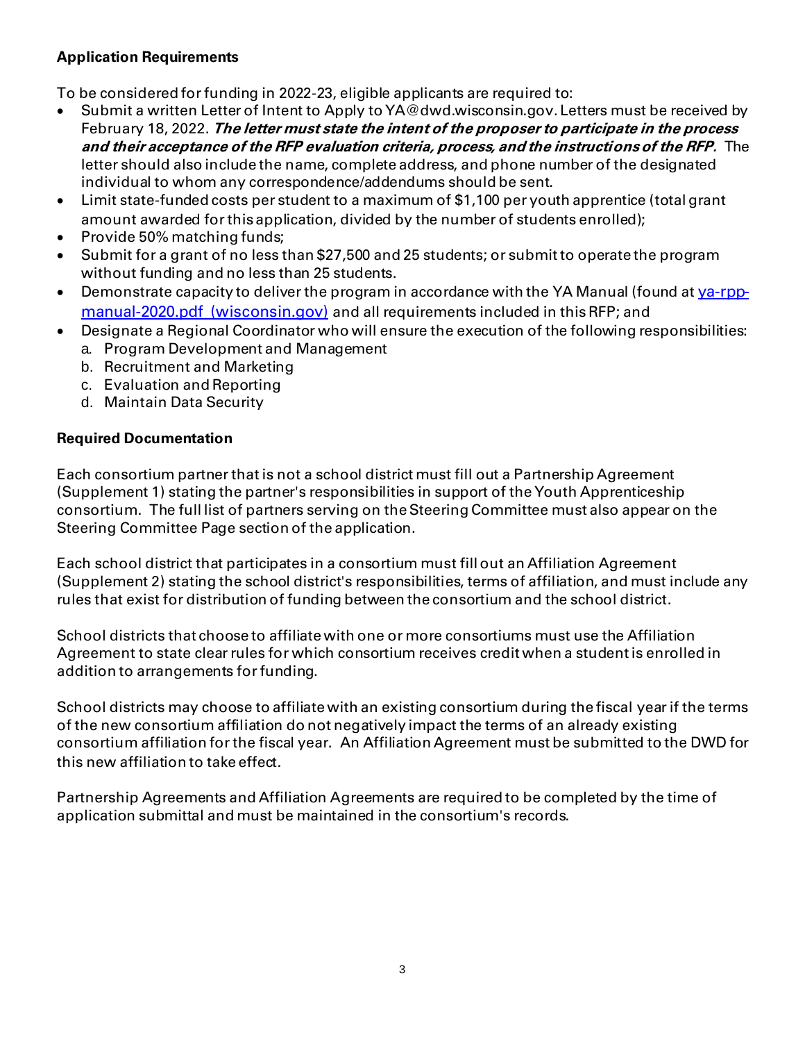**Application Requirements**

To be considered for funding in 2022-23, eligible applicants are required to:

- Submit a written Letter of Intent to Apply to YA@dwd.wisconsin.gov. Letters must be received by February 18, 2022. ***The letter must state the intent of the proposer to participate in the process and their acceptance of the RFP evaluation criteria, process, and the instructions of the RFP.*** The letter should also include the name, complete address, and phone number of the designated individual to whom any correspondence/addendums should be sent.
- Limit state-funded costs per student to a maximum of $1,100 per youth apprentice (total grant amount awarded for this application, divided by the number of students enrolled);
- Provide 50% matching funds;
- Submit for a grant of no less than $27,500 and 25 students; or submit to operate the program without funding and no less than 25 students.
- Demonstrate capacity to deliver the program in accordance with the YA Manual (found at [ya-rpp-manual-2020.pdf (wisconsin.gov)](ya-rpp-manual-2020.pdf) and all requirements included in this RFP; and
- Designate a Regional Coordinator who will ensure the execution of the following responsibilities:
  a. Program Development and Management
  b. Recruitment and Marketing
  c. Evaluation and Reporting
  d. Maintain Data Security

**Required Documentation**

Each consortium partner that is not a school district must fill out a Partnership Agreement (Supplement 1) stating the partner's responsibilities in support of the Youth Apprenticeship consortium. The full list of partners serving on the Steering Committee must also appear on the Steering Committee Page section of the application.

Each school district that participates in a consortium must fill out an Affiliation Agreement (Supplement 2) stating the school district's responsibilities, terms of affiliation, and must include any rules that exist for distribution of funding between the consortium and the school district.

School districts that choose to affiliate with one or more consortiums must use the Affiliation Agreement to state clear rules for which consortium receives credit when a student is enrolled in addition to arrangements for funding.

School districts may choose to affiliate with an existing consortium during the fiscal year if the terms of the new consortium affiliation do not negatively impact the terms of an already existing consortium affiliation for the fiscal year. An Affiliation Agreement must be submitted to the DWD for this new affiliation to take effect.

Partnership Agreements and Affiliation Agreements are required to be completed by the time of application submittal and must be maintained in the consortium's records.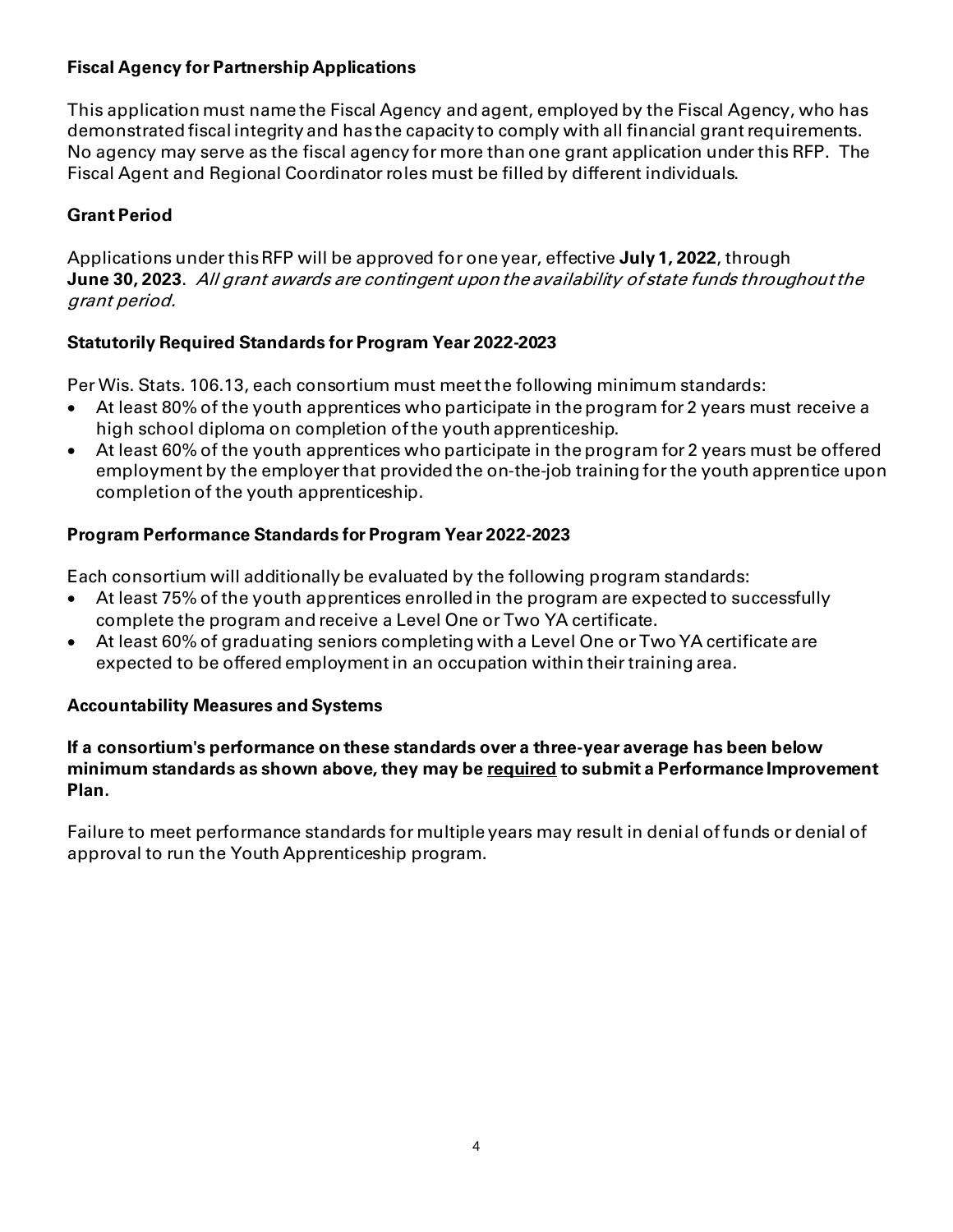**Fiscal Agency for Partnership Applications**

This application must name the Fiscal Agency and agent, employed by the Fiscal Agency, who has demonstrated fiscal integrity and has the capacity to comply with all financial grant requirements. No agency may serve as the fiscal agency for more than one grant application under this RFP. The Fiscal Agent and Regional Coordinator roles must be filled by different individuals.

**Grant Period**

Applications under this RFP will be approved for one year, effective **July 1, 2022**, through **June 30, 2023**. *All grant awards are contingent upon the availability of state funds throughout the grant period.*

**Statutorily Required Standards for Program Year 2022-2023**

Per Wis. Stats. 106.13, each consortium must meet the following minimum standards:

- At least 80% of the youth apprentices who participate in the program for 2 years must receive a high school diploma on completion of the youth apprenticeship.
- At least 60% of the youth apprentices who participate in the program for 2 years must be offered employment by the employer that provided the on-the-job training for the youth apprentice upon completion of the youth apprenticeship.

**Program Performance Standards for Program Year 2022-2023**

Each consortium will additionally be evaluated by the following program standards:

- At least 75% of the youth apprentices enrolled in the program are expected to successfully complete the program and receive a Level One or Two YA certificate.
- At least 60% of graduating seniors completing with a Level One or Two YA certificate are expected to be offered employment in an occupation within their training area.

**Accountability Measures and Systems**

**If a consortium's performance on these standards over a three-year average has been below minimum standards as shown above, they may be <u>required</u> to submit a Performance Improvement Plan.**

Failure to meet performance standards for multiple years may result in denial of funds or denial of approval to run the Youth Apprenticeship program.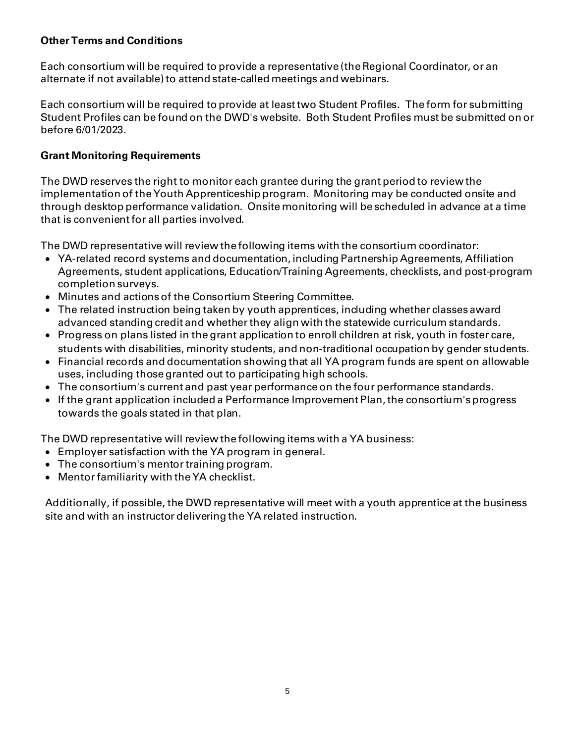**Other Terms and Conditions**

Each consortium will be required to provide a representative (the Regional Coordinator, or an alternate if not available) to attend state-called meetings and webinars.

Each consortium will be required to provide at least two Student Profiles. The form for submitting Student Profiles can be found on the DWD's website. Both Student Profiles must be submitted on or before 6/01/2023.

**Grant Monitoring Requirements**

The DWD reserves the right to monitor each grantee during the grant period to review the implementation of the Youth Apprenticeship program. Monitoring may be conducted onsite and through desktop performance validation. Onsite monitoring will be scheduled in advance at a time that is convenient for all parties involved.

The DWD representative will review the following items with the consortium coordinator:

- YA-related record systems and documentation, including Partnership Agreements, Affiliation Agreements, student applications, Education/Training Agreements, checklists, and post-program completion surveys.
- Minutes and actions of the Consortium Steering Committee.
- The related instruction being taken by youth apprentices, including whether classes award advanced standing credit and whether they align with the statewide curriculum standards.
- Progress on plans listed in the grant application to enroll children at risk, youth in foster care, students with disabilities, minority students, and non-traditional occupation by gender students.
- Financial records and documentation showing that all YA program funds are spent on allowable uses, including those granted out to participating high schools.
- The consortium's current and past year performance on the four performance standards.
- If the grant application included a Performance Improvement Plan, the consortium's progress towards the goals stated in that plan.

The DWD representative will review the following items with a YA business:

- Employer satisfaction with the YA program in general.
- The consortium's mentor training program.
- Mentor familiarity with the YA checklist.

Additionally, if possible, the DWD representative will meet with a youth apprentice at the business site and with an instructor delivering the YA related instruction.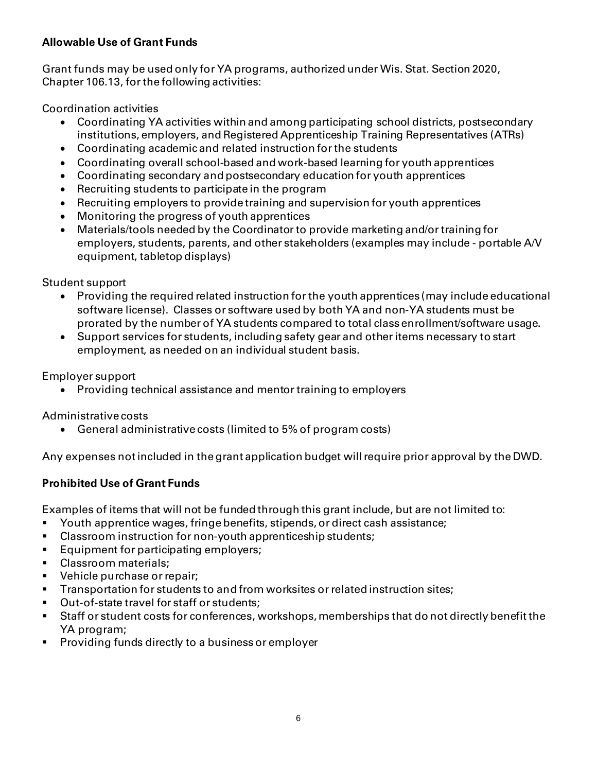**Allowable Use of Grant Funds**

Grant funds may be used only for YA programs, authorized under Wis. Stat. Section 2020, Chapter 106.13, for the following activities:

Coordination activities

- Coordinating YA activities within and among participating school districts, postsecondary institutions, employers, and Registered Apprenticeship Training Representatives (ATRs)
- Coordinating academic and related instruction for the students
- Coordinating overall school-based and work-based learning for youth apprentices
- Coordinating secondary and postsecondary education for youth apprentices
- Recruiting students to participate in the program
- Recruiting employers to provide training and supervision for youth apprentices
- Monitoring the progress of youth apprentices
- Materials/tools needed by the Coordinator to provide marketing and/or training for employers, students, parents, and other stakeholders (examples may include - portable A/V equipment, tabletop displays)

Student support

- Providing the required related instruction for the youth apprentices (may include educational software license). Classes or software used by both YA and non-YA students must be prorated by the number of YA students compared to total class enrollment/software usage.
- Support services for students, including safety gear and other items necessary to start employment, as needed on an individual student basis.

Employer support

- Providing technical assistance and mentor training to employers

Administrative costs

- General administrative costs (limited to 5% of program costs)

Any expenses not included in the grant application budget will require prior approval by the DWD.

**Prohibited Use of Grant Funds**

Examples of items that will not be funded through this grant include, but are not limited to:

- Youth apprentice wages, fringe benefits, stipends, or direct cash assistance;
- Classroom instruction for non-youth apprenticeship students;
- Equipment for participating employers;
- Classroom materials;
- Vehicle purchase or repair;
- Transportation for students to and from worksites or related instruction sites;
- Out-of-state travel for staff or students;
- Staff or student costs for conferences, workshops, memberships that do not directly benefit the YA program;
- Providing funds directly to a business or employer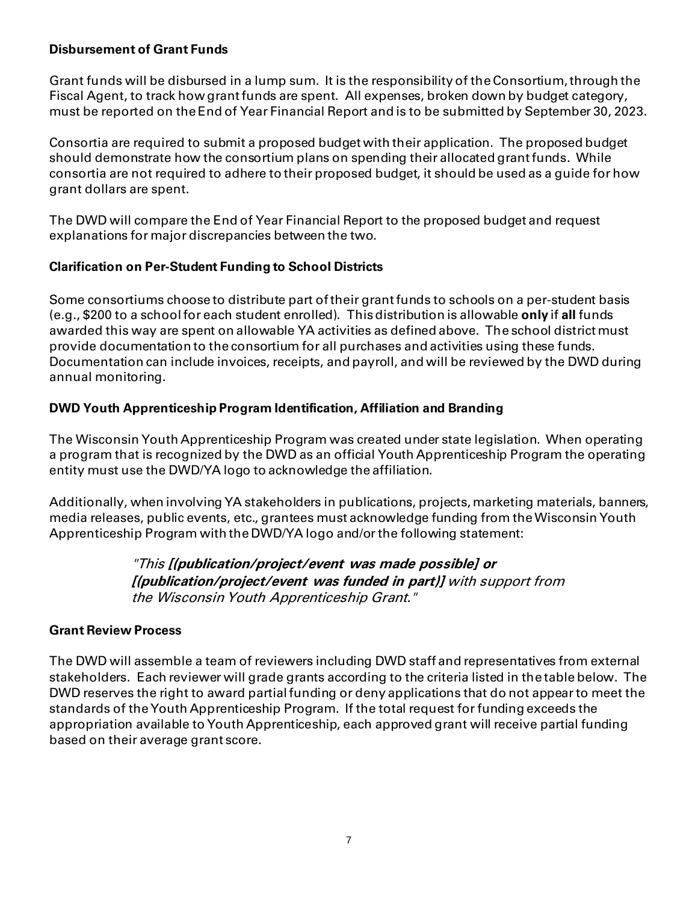**Disbursement of Grant Funds**

Grant funds will be disbursed in a lump sum. It is the responsibility of the Consortium, through the Fiscal Agent, to track how grant funds are spent. All expenses, broken down by budget category, must be reported on the End of Year Financial Report and is to be submitted by September 30, 2023.

Consortia are required to submit a proposed budget with their application. The proposed budget should demonstrate how the consortium plans on spending their allocated grant funds. While consortia are not required to adhere to their proposed budget, it should be used as a guide for how grant dollars are spent.

The DWD will compare the End of Year Financial Report to the proposed budget and request explanations for major discrepancies between the two.

**Clarification on Per-Student Funding to School Districts**

Some consortiums choose to distribute part of their grant funds to schools on a per-student basis (e.g., $200 to a school for each student enrolled). This distribution is allowable **only** if **all** funds awarded this way are spent on allowable YA activities as defined above. The school district must provide documentation to the consortium for all purchases and activities using these funds. Documentation can include invoices, receipts, and payroll, and will be reviewed by the DWD during annual monitoring.

**DWD Youth Apprenticeship Program Identification, Affiliation and Branding**

The Wisconsin Youth Apprenticeship Program was created under state legislation. When operating a program that is recognized by the DWD as an official Youth Apprenticeship Program the operating entity must use the DWD/YA logo to acknowledge the affiliation.

Additionally, when involving YA stakeholders in publications, projects, marketing materials, banners, media releases, public events, etc., grantees must acknowledge funding from the Wisconsin Youth Apprenticeship Program with the DWD/YA logo and/or the following statement:

> *"This **[(publication/project/event was made possible] or [(publication/project/event was funded in part)]** with support from the Wisconsin Youth Apprenticeship Grant."*

**Grant Review Process**

The DWD will assemble a team of reviewers including DWD staff and representatives from external stakeholders. Each reviewer will grade grants according to the criteria listed in the table below. The DWD reserves the right to award partial funding or deny applications that do not appear to meet the standards of the Youth Apprenticeship Program. If the total request for funding exceeds the appropriation available to Youth Apprenticeship, each approved grant will receive partial funding based on their average grant score.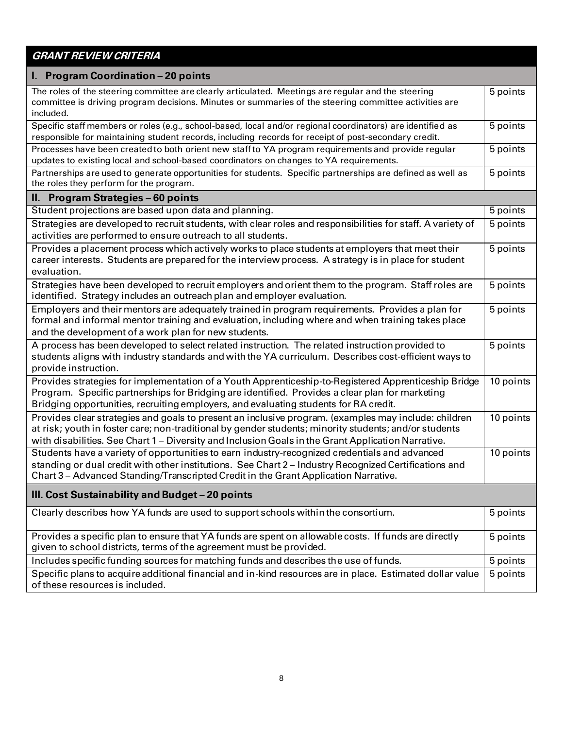| ***GRANT REVIEW CRITERIA*** | |
|---|---|
| **I. Program Coordination – 20 points** | |
| The roles of the steering committee are clearly articulated. Meetings are regular and the steering committee is driving program decisions. Minutes or summaries of the steering committee activities are included. | 5 points |
| Specific staff members or roles (e.g., school-based, local and/or regional coordinators) are identified as responsible for maintaining student records, including records for receipt of post-secondary credit. | 5 points |
| Processes have been created to both orient new staff to YA program requirements and provide regular updates to existing local and school-based coordinators on changes to YA requirements. | 5 points |
| Partnerships are used to generate opportunities for students. Specific partnerships are defined as well as the roles they perform for the program. | 5 points |
| **II. Program Strategies – 60 points** | |
| Student projections are based upon data and planning. | 5 points |
| Strategies are developed to recruit students, with clear roles and responsibilities for staff. A variety of activities are performed to ensure outreach to all students. | 5 points |
| Provides a placement process which actively works to place students at employers that meet their career interests. Students are prepared for the interview process. A strategy is in place for student evaluation. | 5 points |
| Strategies have been developed to recruit employers and orient them to the program. Staff roles are identified. Strategy includes an outreach plan and employer evaluation. | 5 points |
| Employers and their mentors are adequately trained in program requirements. Provides a plan for formal and informal mentor training and evaluation, including where and when training takes place and the development of a work plan for new students. | 5 points |
| A process has been developed to select related instruction. The related instruction provided to students aligns with industry standards and with the YA curriculum. Describes cost-efficient ways to provide instruction. | 5 points |
| Provides strategies for implementation of a Youth Apprenticeship-to-Registered Apprenticeship Bridge Program. Specific partnerships for Bridging are identified. Provides a clear plan for marketing Bridging opportunities, recruiting employers, and evaluating students for RA credit. | 10 points |
| Provides clear strategies and goals to present an inclusive program. (examples may include: children at risk; youth in foster care; non-traditional by gender students; minority students; and/or students with disabilities. See Chart 1 – Diversity and Inclusion Goals in the Grant Application Narrative. | 10 points |
| Students have a variety of opportunities to earn industry-recognized credentials and advanced standing or dual credit with other institutions. See Chart 2 – Industry Recognized Certifications and Chart 3 – Advanced Standing/Transcripted Credit in the Grant Application Narrative. | 10 points |
| **III. Cost Sustainability and Budget – 20 points** | |
| Clearly describes how YA funds are used to support schools within the consortium. | 5 points |
| Provides a specific plan to ensure that YA funds are spent on allowable costs. If funds are directly given to school districts, terms of the agreement must be provided. | 5 points |
| Includes specific funding sources for matching funds and describes the use of funds. | 5 points |
| Specific plans to acquire additional financial and in-kind resources are in place. Estimated dollar value of these resources is included. | 5 points |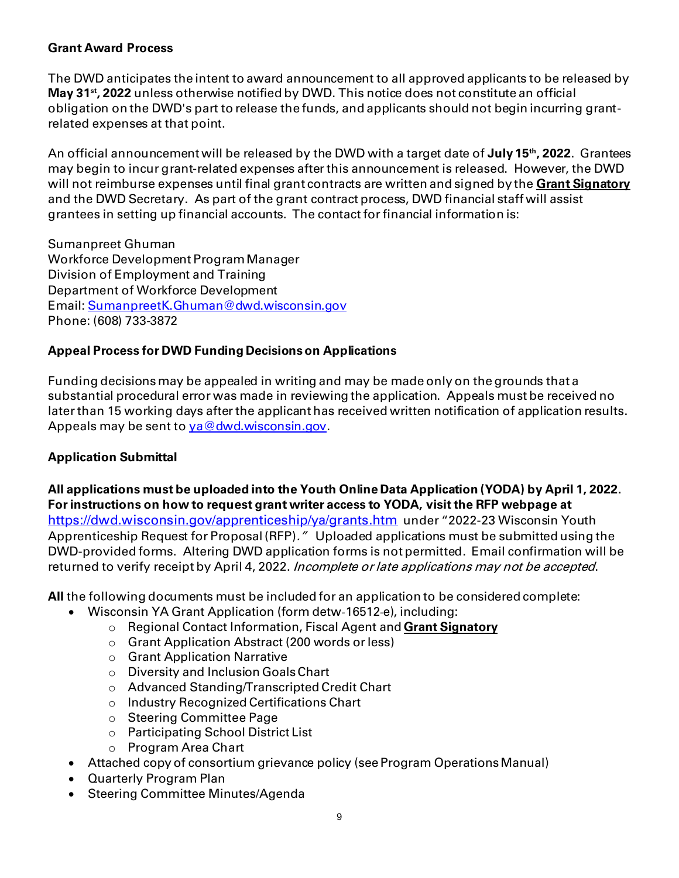**Grant Award Process**

The DWD anticipates the intent to award announcement to all approved applicants to be released by **May 31st, 2022** unless otherwise notified by DWD. This notice does not constitute an official obligation on the DWD's part to release the funds, and applicants should not begin incurring grant-related expenses at that point.

An official announcement will be released by the DWD with a target date of **July 15th, 2022**. Grantees may begin to incur grant-related expenses after this announcement is released. However, the DWD will not reimburse expenses until final grant contracts are written and signed by the **Grant Signatory** and the DWD Secretary. As part of the grant contract process, DWD financial staff will assist grantees in setting up financial accounts. The contact for financial information is:

Sumanpreet Ghuman
Workforce Development Program Manager
Division of Employment and Training
Department of Workforce Development
Email: SumanpreetK.Ghuman@dwd.wisconsin.gov
Phone: (608) 733-3872

**Appeal Process for DWD Funding Decisions on Applications**

Funding decisions may be appealed in writing and may be made only on the grounds that a substantial procedural error was made in reviewing the application. Appeals must be received no later than 15 working days after the applicant has received written notification of application results. Appeals may be sent to ya@dwd.wisconsin.gov.

**Application Submittal**

**All applications must be uploaded into the Youth Online Data Application (YODA) by April 1, 2022. For instructions on how to request grant writer access to YODA, visit the RFP webpage at** https://dwd.wisconsin.gov/apprenticeship/ya/grants.htm under "2022-23 Wisconsin Youth Apprenticeship Request for Proposal (RFP)." Uploaded applications must be submitted using the DWD-provided forms. Altering DWD application forms is not permitted. Email confirmation will be returned to verify receipt by April 4, 2022. *Incomplete or late applications may not be accepted*.

**All** the following documents must be included for an application to be considered complete:

- Wisconsin YA Grant Application (form detw-16512-e), including:
  - Regional Contact Information, Fiscal Agent and **Grant Signatory**
  - Grant Application Abstract (200 words or less)
  - Grant Application Narrative
  - Diversity and Inclusion Goals Chart
  - Advanced Standing/Transcripted Credit Chart
  - Industry Recognized Certifications Chart
  - Steering Committee Page
  - Participating School District List
  - Program Area Chart
- Attached copy of consortium grievance policy (see Program Operations Manual)
- Quarterly Program Plan
- Steering Committee Minutes/Agenda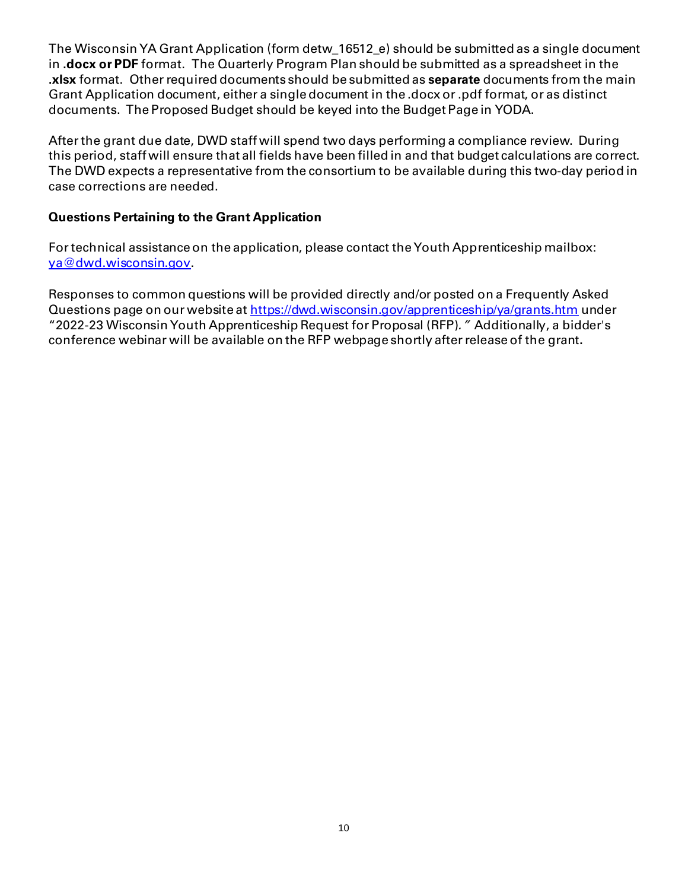The Wisconsin YA Grant Application (form detw_16512_e) should be submitted as a single document in **.docx or PDF** format. The Quarterly Program Plan should be submitted as a spreadsheet in the **.xlsx** format. Other required documents should be submitted as **separate** documents from the main Grant Application document, either a single document in the .docx or .pdf format, or as distinct documents. The Proposed Budget should be keyed into the Budget Page in YODA.

After the grant due date, DWD staff will spend two days performing a compliance review. During this period, staff will ensure that all fields have been filled in and that budget calculations are correct. The DWD expects a representative from the consortium to be available during this two-day period in case corrections are needed.

**Questions Pertaining to the Grant Application**

For technical assistance on the application, please contact the Youth Apprenticeship mailbox: [ya@dwd.wisconsin.gov](mailto:ya@dwd.wisconsin.gov).

Responses to common questions will be provided directly and/or posted on a Frequently Asked Questions page on our website at [https://dwd.wisconsin.gov/apprenticeship/ya/grants.htm](https://dwd.wisconsin.gov/apprenticeship/ya/grants.htm) under "2022-23 Wisconsin Youth Apprenticeship Request for Proposal (RFP)." Additionally, a bidder's conference webinar will be available on the RFP webpage shortly after release of the grant.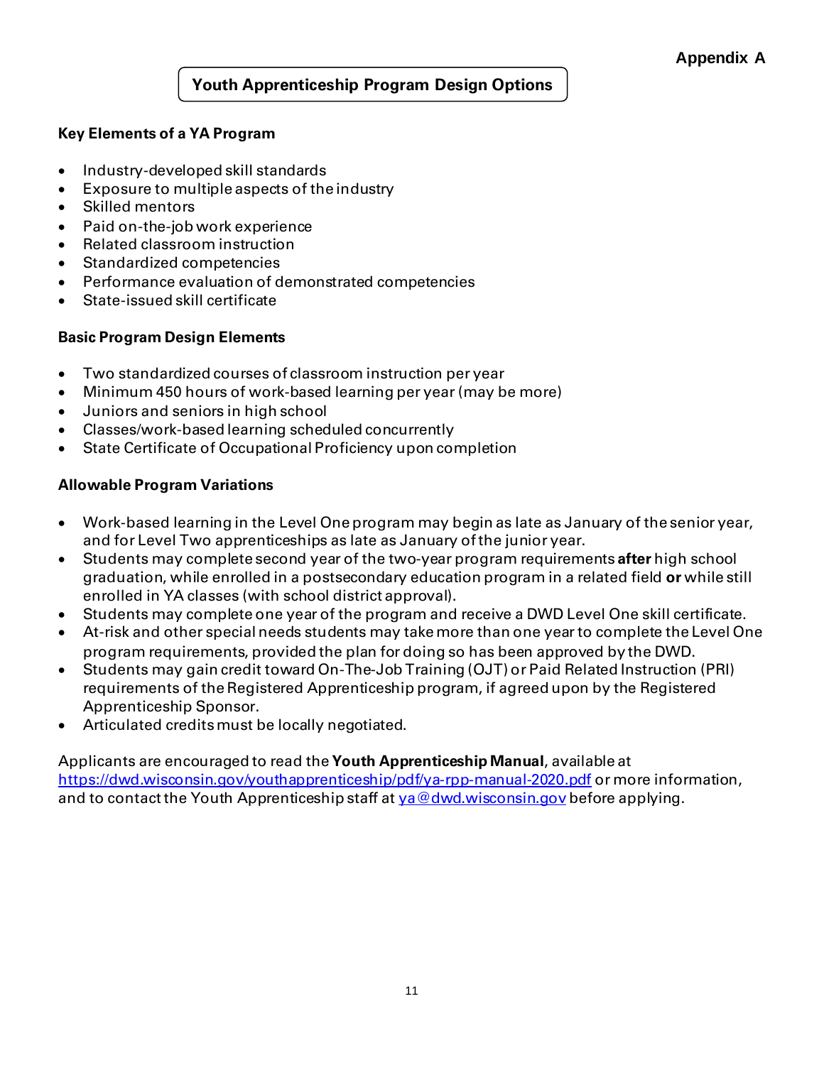**Appendix A**

# Youth Apprenticeship Program Design Options

**Key Elements of a YA Program**

- Industry-developed skill standards
- Exposure to multiple aspects of the industry
- Skilled mentors
- Paid on-the-job work experience
- Related classroom instruction
- Standardized competencies
- Performance evaluation of demonstrated competencies
- State-issued skill certificate

**Basic Program Design Elements**

- Two standardized courses of classroom instruction per year
- Minimum 450 hours of work-based learning per year (may be more)
- Juniors and seniors in high school
- Classes/work-based learning scheduled concurrently
- State Certificate of Occupational Proficiency upon completion

**Allowable Program Variations**

- Work-based learning in the Level One program may begin as late as January of the senior year, and for Level Two apprenticeships as late as January of the junior year.
- Students may complete second year of the two-year program requirements **after** high school graduation, while enrolled in a postsecondary education program in a related field **or** while still enrolled in YA classes (with school district approval).
- Students may complete one year of the program and receive a DWD Level One skill certificate.
- At-risk and other special needs students may take more than one year to complete the Level One program requirements, provided the plan for doing so has been approved by the DWD.
- Students may gain credit toward On-The-Job Training (OJT) or Paid Related Instruction (PRI) requirements of the Registered Apprenticeship program, if agreed upon by the Registered Apprenticeship Sponsor.
- Articulated credits must be locally negotiated.

Applicants are encouraged to read the **Youth Apprenticeship Manual**, available at https://dwd.wisconsin.gov/youthapprenticeship/pdf/ya-rpp-manual-2020.pdf or more information, and to contact the Youth Apprenticeship staff at ya@dwd.wisconsin.gov before applying.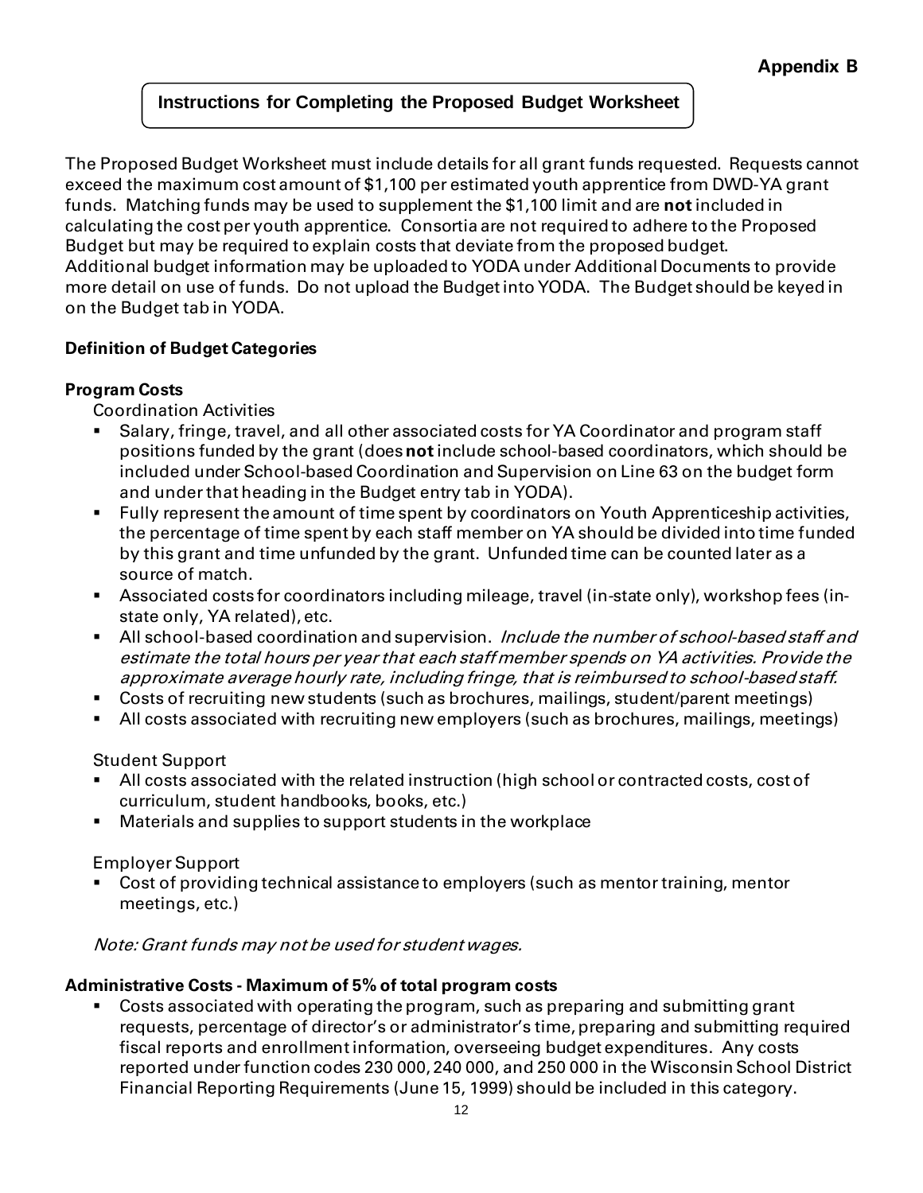**Appendix B**

## Instructions for Completing the Proposed Budget Worksheet

The Proposed Budget Worksheet must include details for all grant funds requested. Requests cannot exceed the maximum cost amount of $1,100 per estimated youth apprentice from DWD-YA grant funds. Matching funds may be used to supplement the $1,100 limit and are **not** included in calculating the cost per youth apprentice. Consortia are not required to adhere to the Proposed Budget but may be required to explain costs that deviate from the proposed budget. Additional budget information may be uploaded to YODA under Additional Documents to provide more detail on use of funds. Do not upload the Budget into YODA. The Budget should be keyed in on the Budget tab in YODA.

**Definition of Budget Categories**

**Program Costs**

Coordination Activities

- Salary, fringe, travel, and all other associated costs for YA Coordinator and program staff positions funded by the grant (does **not** include school-based coordinators, which should be included under School-based Coordination and Supervision on Line 63 on the budget form and under that heading in the Budget entry tab in YODA).
- Fully represent the amount of time spent by coordinators on Youth Apprenticeship activities, the percentage of time spent by each staff member on YA should be divided into time funded by this grant and time unfunded by the grant. Unfunded time can be counted later as a source of match.
- Associated costs for coordinators including mileage, travel (in-state only), workshop fees (in-state only, YA related), etc.
- All school-based coordination and supervision. *Include the number of school-based staff and estimate the total hours per year that each staff member spends on YA activities. Provide the approximate average hourly rate, including fringe, that is reimbursed to school-based staff.*
- Costs of recruiting new students (such as brochures, mailings, student/parent meetings)
- All costs associated with recruiting new employers (such as brochures, mailings, meetings)

Student Support

- All costs associated with the related instruction (high school or contracted costs, cost of curriculum, student handbooks, books, etc.)
- Materials and supplies to support students in the workplace

Employer Support

- Cost of providing technical assistance to employers (such as mentor training, mentor meetings, etc.)

*Note: Grant funds may not be used for student wages.*

**Administrative Costs - Maximum of 5% of total program costs**

- Costs associated with operating the program, such as preparing and submitting grant requests, percentage of director's or administrator's time, preparing and submitting required fiscal reports and enrollment information, overseeing budget expenditures. Any costs reported under function codes 230 000, 240 000, and 250 000 in the Wisconsin School District Financial Reporting Requirements (June 15, 1999) should be included in this category.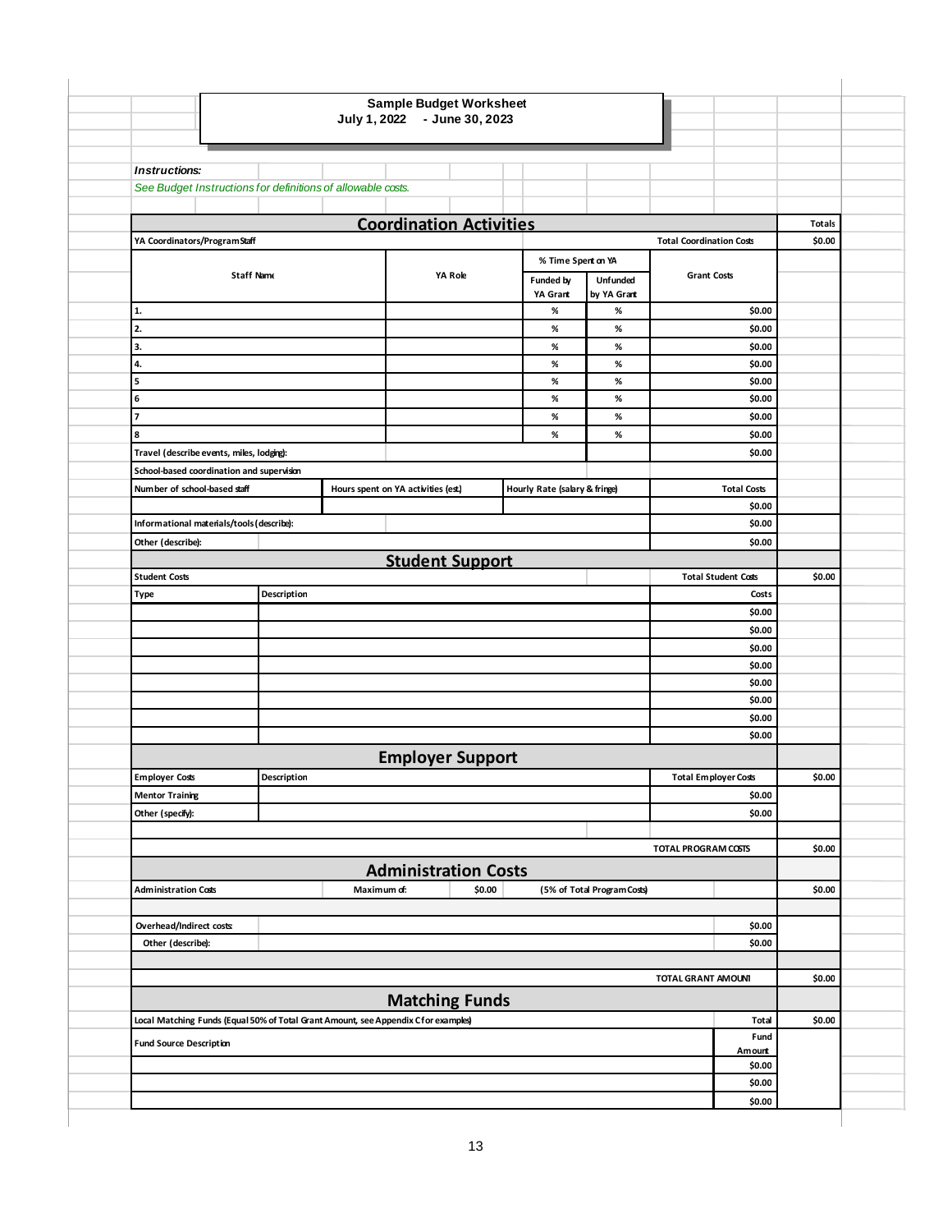# Sample Budget Worksheet

**July 1, 2022 - June 30, 2023**

***Instructions:***

*See Budget Instructions for definitions of allowable costs.*

## Coordination Activities

| YA Coordinators/Program Staff | | | | Total Coordination Costs | Totals |
|---|---|---|---|---|---|
| | | | | | $0.00 |
| Staff Name | YA Role | % Time Spent on YA: Funded by YA Grant | % Time Spent on YA: Unfunded by YA Grant | Grant Costs | |
| 1. | | % | % | $0.00 | |
| 2. | | % | % | $0.00 | |
| 3. | | % | % | $0.00 | |
| 4. | | % | % | $0.00 | |
| 5 | | % | % | $0.00 | |
| 6 | | % | % | $0.00 | |
| 7 | | % | % | $0.00 | |
| 8 | | % | % | $0.00 | |
| Travel (describe events, miles, lodging): | | | | $0.00 | |

| School-based coordination and supervision | | | |
|---|---|---|---|
| Number of school-based staff | Hours spent on YA activities (est.) | Hourly Rate (salary & fringe) | Total Costs |
| | | | $0.00 |
| Informational materials/tools (describe): | | | $0.00 |
| Other (describe): | | | $0.00 |

## Student Support

| Student Costs | | Total Student Costs | $0.00 |
|---|---|---|---|
| Type | Description | Costs | |
| | | $0.00 | |
| | | $0.00 | |
| | | $0.00 | |
| | | $0.00 | |
| | | $0.00 | |
| | | $0.00 | |
| | | $0.00 | |
| | | $0.00 | |

## Employer Support

| Employer Costs | Description | Total Employer Costs | $0.00 |
|---|---|---|---|
| Mentor Training | | $0.00 | |
| Other (specify): | | $0.00 | |
| | | TOTAL PROGRAM COSTS | $0.00 |

## Administration Costs

| Administration Costs | Maximum of: | $0.00 | (5% of Total Program Costs) | $0.00 |
|---|---|---|---|---|
| Overhead/Indirect costs | | | $0.00 | |
| Other (describe): | | | $0.00 | |
| | | | TOTAL GRANT AMOUNT | $0.00 |

## Matching Funds

| Local Matching Funds (Equal 50% of Total Grant Amount, see Appendix C for examples) | Total | $0.00 |
|---|---|---|
| Fund Source Description | Fund Amount | |
| | $0.00 | |
| | $0.00 | |
| | $0.00 | |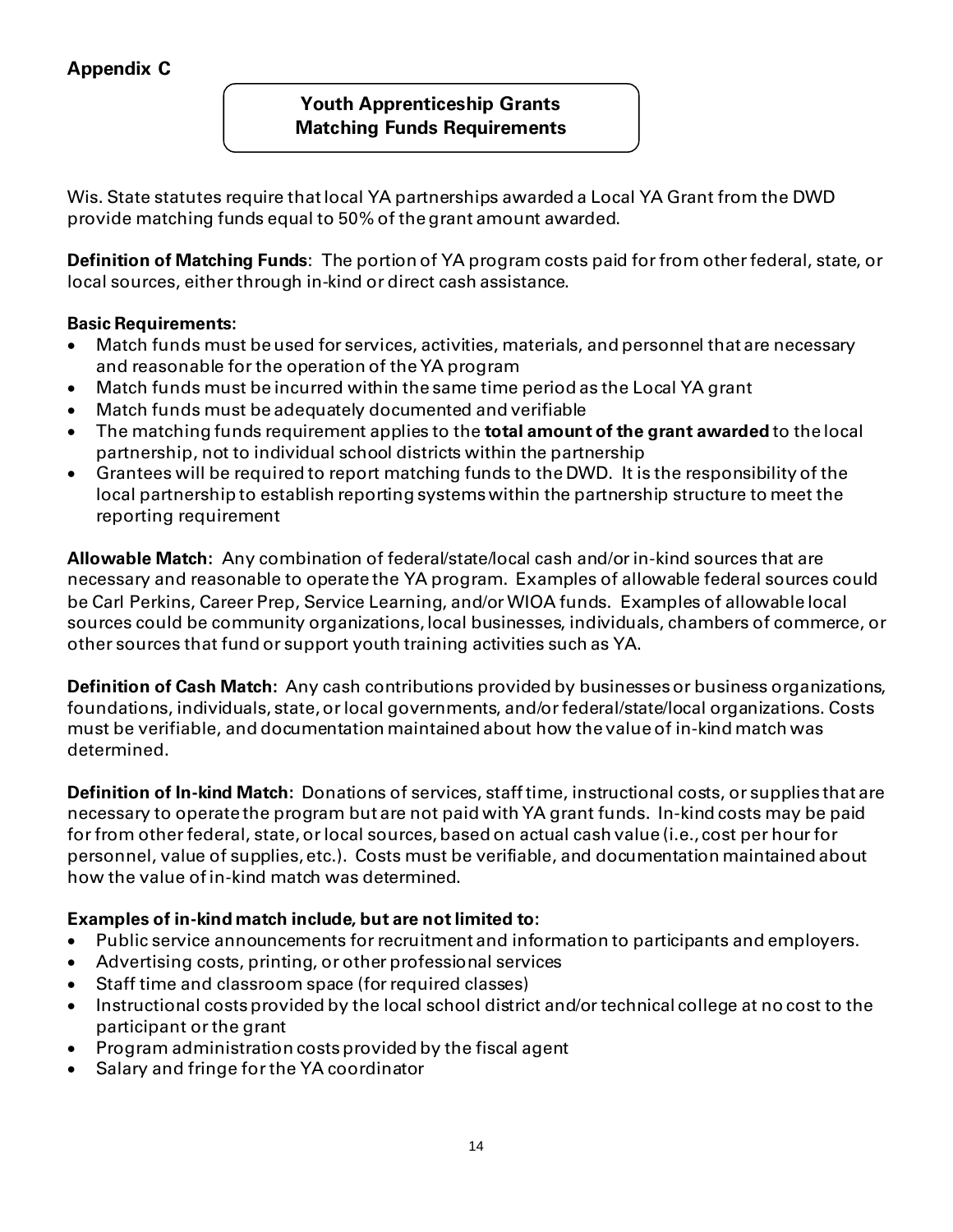**Appendix C**

## Youth Apprenticeship Grants
## Matching Funds Requirements

Wis. State statutes require that local YA partnerships awarded a Local YA Grant from the DWD provide matching funds equal to 50% of the grant amount awarded.

**Definition of Matching Funds**: The portion of YA program costs paid for from other federal, state, or local sources, either through in-kind or direct cash assistance.

**Basic Requirements:**

- Match funds must be used for services, activities, materials, and personnel that are necessary and reasonable for the operation of the YA program
- Match funds must be incurred within the same time period as the Local YA grant
- Match funds must be adequately documented and verifiable
- The matching funds requirement applies to the **total amount of the grant awarded** to the local partnership, not to individual school districts within the partnership
- Grantees will be required to report matching funds to the DWD. It is the responsibility of the local partnership to establish reporting systems within the partnership structure to meet the reporting requirement

**Allowable Match:** Any combination of federal/state/local cash and/or in-kind sources that are necessary and reasonable to operate the YA program. Examples of allowable federal sources could be Carl Perkins, Career Prep, Service Learning, and/or WIOA funds. Examples of allowable local sources could be community organizations, local businesses, individuals, chambers of commerce, or other sources that fund or support youth training activities such as YA.

**Definition of Cash Match:** Any cash contributions provided by businesses or business organizations, foundations, individuals, state, or local governments, and/or federal/state/local organizations. Costs must be verifiable, and documentation maintained about how the value of in-kind match was determined.

**Definition of In-kind Match:** Donations of services, staff time, instructional costs, or supplies that are necessary to operate the program but are not paid with YA grant funds. In-kind costs may be paid for from other federal, state, or local sources, based on actual cash value (i.e., cost per hour for personnel, value of supplies, etc.). Costs must be verifiable, and documentation maintained about how the value of in-kind match was determined.

**Examples of in-kind match include, but are not limited to:**

- Public service announcements for recruitment and information to participants and employers.
- Advertising costs, printing, or other professional services
- Staff time and classroom space (for required classes)
- Instructional costs provided by the local school district and/or technical college at no cost to the participant or the grant
- Program administration costs provided by the fiscal agent
- Salary and fringe for the YA coordinator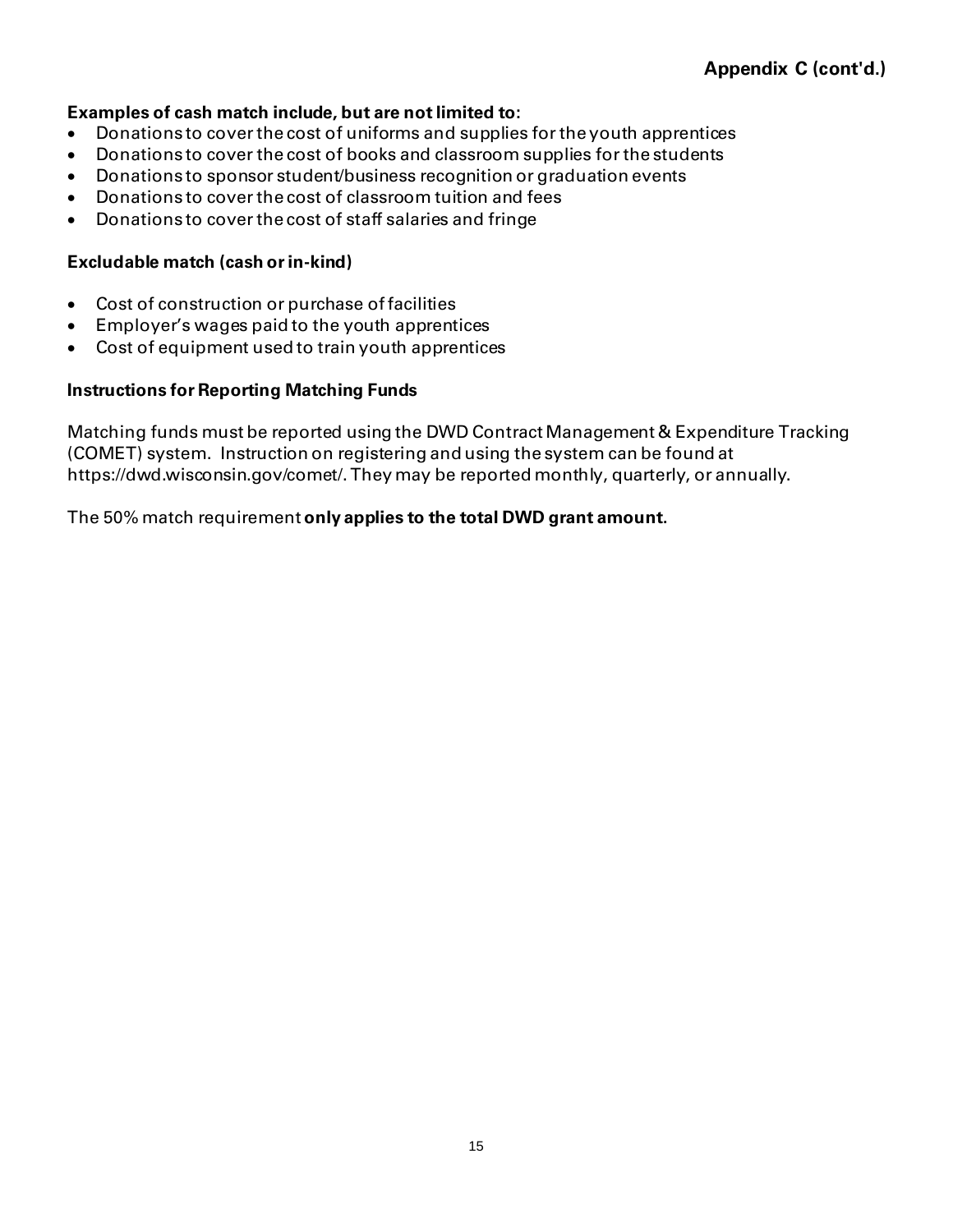**Appendix C (cont'd.)**

**Examples of cash match include, but are not limited to:**

- Donations to cover the cost of uniforms and supplies for the youth apprentices
- Donations to cover the cost of books and classroom supplies for the students
- Donations to sponsor student/business recognition or graduation events
- Donations to cover the cost of classroom tuition and fees
- Donations to cover the cost of staff salaries and fringe

**Excludable match (cash or in-kind)**

- Cost of construction or purchase of facilities
- Employer's wages paid to the youth apprentices
- Cost of equipment used to train youth apprentices

**Instructions for Reporting Matching Funds**

Matching funds must be reported using the DWD Contract Management & Expenditure Tracking (COMET) system. Instruction on registering and using the system can be found at https://dwd.wisconsin.gov/comet/. They may be reported monthly, quarterly, or annually.

The 50% match requirement **only applies to the total DWD grant amount.**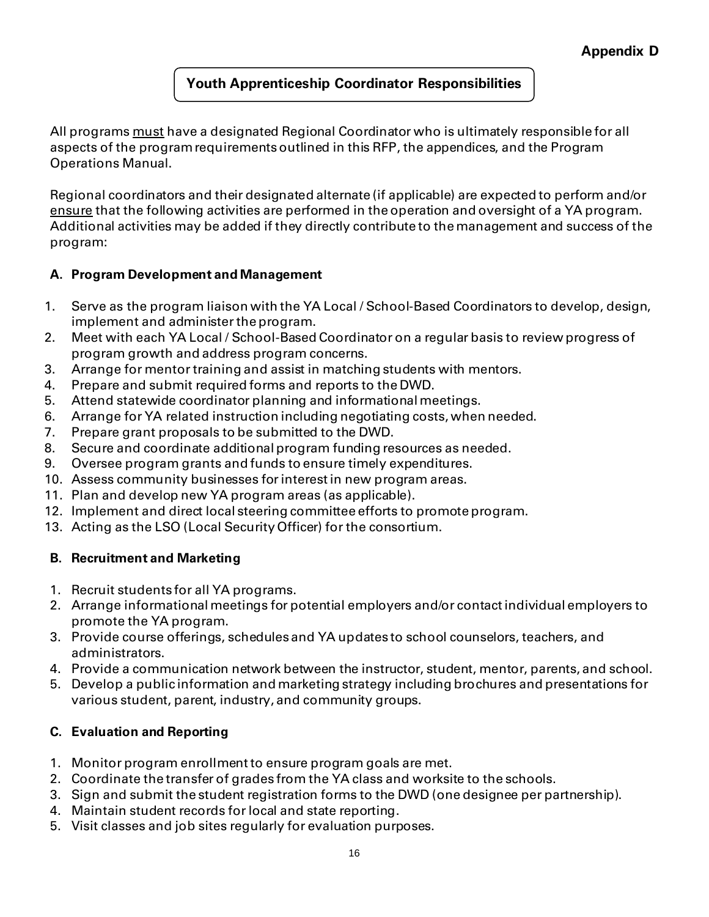**Appendix D**

## Youth Apprenticeship Coordinator Responsibilities

All programs <u>must</u> have a designated Regional Coordinator who is ultimately responsible for all aspects of the program requirements outlined in this RFP, the appendices, and the Program Operations Manual.

Regional coordinators and their designated alternate (if applicable) are expected to perform and/or <u>ensure</u> that the following activities are performed in the operation and oversight of a YA program. Additional activities may be added if they directly contribute to the management and success of the program:

### A. Program Development and Management

1. Serve as the program liaison with the YA Local / School-Based Coordinators to develop, design, implement and administer the program.
2. Meet with each YA Local / School-Based Coordinator on a regular basis to review progress of program growth and address program concerns.
3. Arrange for mentor training and assist in matching students with mentors.
4. Prepare and submit required forms and reports to the DWD.
5. Attend statewide coordinator planning and informational meetings.
6. Arrange for YA related instruction including negotiating costs, when needed.
7. Prepare grant proposals to be submitted to the DWD.
8. Secure and coordinate additional program funding resources as needed.
9. Oversee program grants and funds to ensure timely expenditures.
10. Assess community businesses for interest in new program areas.
11. Plan and develop new YA program areas (as applicable).
12. Implement and direct local steering committee efforts to promote program.
13. Acting as the LSO (Local Security Officer) for the consortium.

### B. Recruitment and Marketing

1. Recruit students for all YA programs.
2. Arrange informational meetings for potential employers and/or contact individual employers to promote the YA program.
3. Provide course offerings, schedules and YA updates to school counselors, teachers, and administrators.
4. Provide a communication network between the instructor, student, mentor, parents, and school.
5. Develop a public information and marketing strategy including brochures and presentations for various student, parent, industry, and community groups.

### C. Evaluation and Reporting

1. Monitor program enrollment to ensure program goals are met.
2. Coordinate the transfer of grades from the YA class and worksite to the schools.
3. Sign and submit the student registration forms to the DWD (one designee per partnership).
4. Maintain student records for local and state reporting.
5. Visit classes and job sites regularly for evaluation purposes.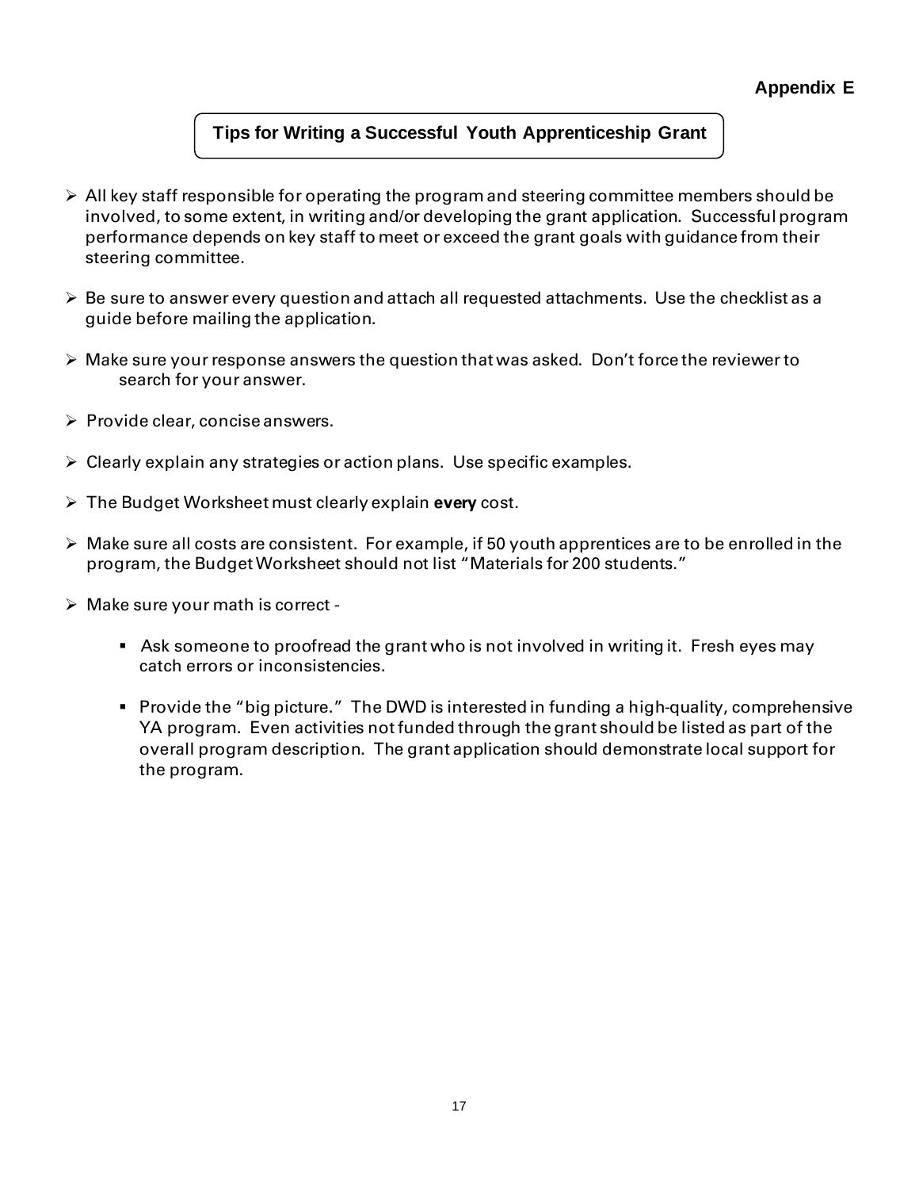**Appendix E**

## Tips for Writing a Successful Youth Apprenticeship Grant

- All key staff responsible for operating the program and steering committee members should be involved, to some extent, in writing and/or developing the grant application. Successful program performance depends on key staff to meet or exceed the grant goals with guidance from their steering committee.
- Be sure to answer every question and attach all requested attachments. Use the checklist as a guide before mailing the application.
- Make sure your response answers the question that was asked. Don't force the reviewer to search for your answer.
- Provide clear, concise answers.
- Clearly explain any strategies or action plans. Use specific examples.
- The Budget Worksheet must clearly explain **every** cost.
- Make sure all costs are consistent. For example, if 50 youth apprentices are to be enrolled in the program, the Budget Worksheet should not list "Materials for 200 students."
- Make sure your math is correct -
  - Ask someone to proofread the grant who is not involved in writing it. Fresh eyes may catch errors or inconsistencies.
  - Provide the "big picture." The DWD is interested in funding a high-quality, comprehensive YA program. Even activities not funded through the grant should be listed as part of the overall program description. The grant application should demonstrate local support for the program.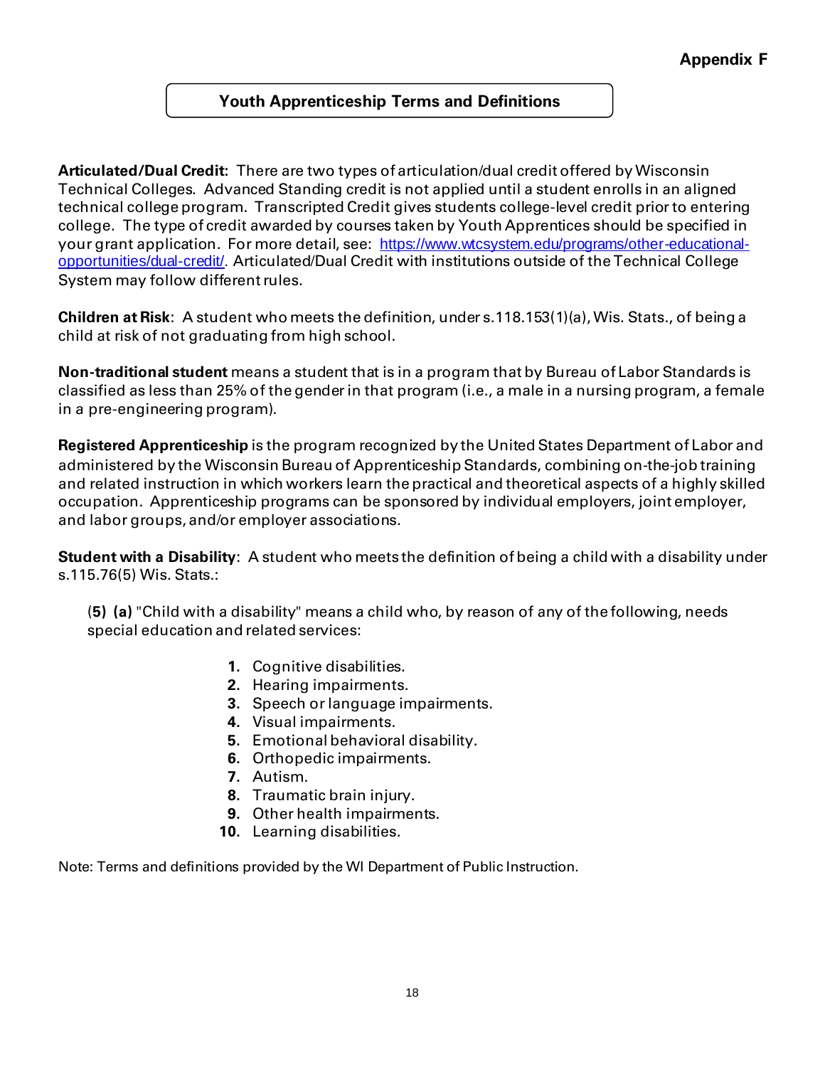**Appendix F**

## Youth Apprenticeship Terms and Definitions

**Articulated/Dual Credit:** There are two types of articulation/dual credit offered by Wisconsin Technical Colleges. Advanced Standing credit is not applied until a student enrolls in an aligned technical college program. Transcripted Credit gives students college-level credit prior to entering college. The type of credit awarded by courses taken by Youth Apprentices should be specified in your grant application. For more detail, see: [https://www.wtcsystem.edu/programs/other-educational-opportunities/dual-credit/](https://www.wtcsystem.edu/programs/other-educational-opportunities/dual-credit/). Articulated/Dual Credit with institutions outside of the Technical College System may follow different rules.

**Children at Risk**: A student who meets the definition, under s.118.153(1)(a), Wis. Stats., of being a child at risk of not graduating from high school.

**Non-traditional student** means a student that is in a program that by Bureau of Labor Standards is classified as less than 25% of the gender in that program (i.e., a male in a nursing program, a female in a pre-engineering program).

**Registered Apprenticeship** is the program recognized by the United States Department of Labor and administered by the Wisconsin Bureau of Apprenticeship Standards, combining on-the-job training and related instruction in which workers learn the practical and theoretical aspects of a highly skilled occupation. Apprenticeship programs can be sponsored by individual employers, joint employer, and labor groups, and/or employer associations.

**Student with a Disability**: A student who meets the definition of being a child with a disability under s.115.76(5) Wis. Stats.:

> (**5**) **(a)** "Child with a disability" means a child who, by reason of any of the following, needs special education and related services:
>
> 1. Cognitive disabilities.
> 2. Hearing impairments.
> 3. Speech or language impairments.
> 4. Visual impairments.
> 5. Emotional behavioral disability.
> 6. Orthopedic impairments.
> 7. Autism.
> 8. Traumatic brain injury.
> 9. Other health impairments.
> 10. Learning disabilities.

Note: Terms and definitions provided by the WI Department of Public Instruction.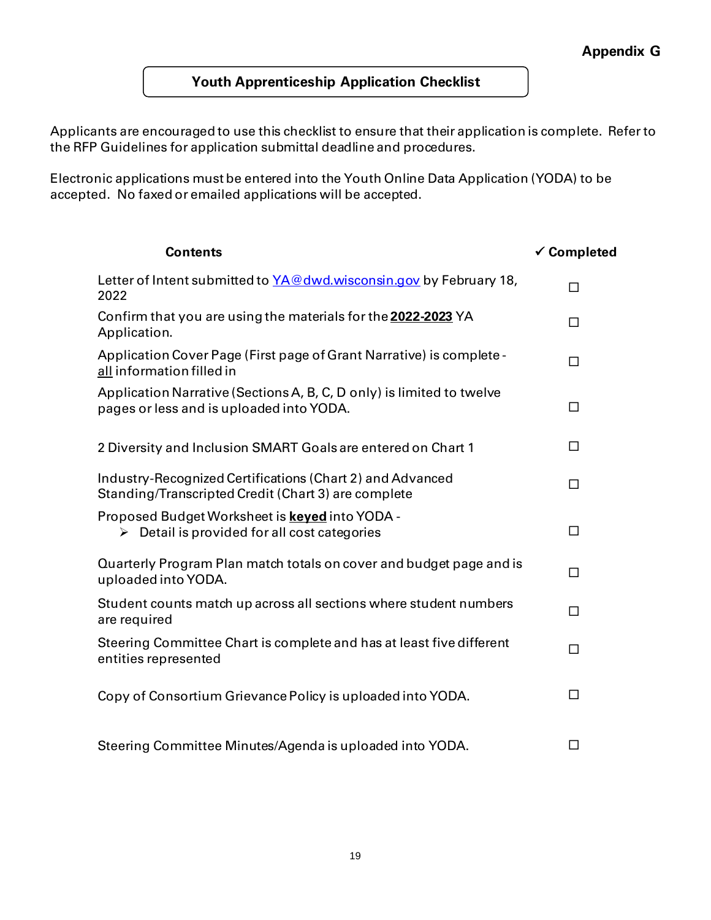**Appendix G**

## Youth Apprenticeship Application Checklist

Applicants are encouraged to use this checklist to ensure that their application is complete. Refer to the RFP Guidelines for application submittal deadline and procedures.

Electronic applications must be entered into the Youth Online Data Application (YODA) to be accepted. No faxed or emailed applications will be accepted.

| **Contents** | **✓ Completed** |
|---|---|
| Letter of Intent submitted to YA@dwd.wisconsin.gov by February 18, 2022 | ☐ |
| Confirm that you are using the materials for the **2022-2023** YA Application. | ☐ |
| Application Cover Page (First page of Grant Narrative) is complete - all information filled in | ☐ |
| Application Narrative (Sections A, B, C, D only) is limited to twelve pages or less and is uploaded into YODA. | ☐ |
| 2 Diversity and Inclusion SMART Goals are entered on Chart 1 | ☐ |
| Industry-Recognized Certifications (Chart 2) and Advanced Standing/Transcripted Credit (Chart 3) are complete | ☐ |
| Proposed Budget Worksheet is **keyed** into YODA - ➢ Detail is provided for all cost categories | ☐ |
| Quarterly Program Plan match totals on cover and budget page and is uploaded into YODA. | ☐ |
| Student counts match up across all sections where student numbers are required | ☐ |
| Steering Committee Chart is complete and has at least five different entities represented | ☐ |
| Copy of Consortium Grievance Policy is uploaded into YODA. | ☐ |
| Steering Committee Minutes/Agenda is uploaded into YODA. | ☐ |